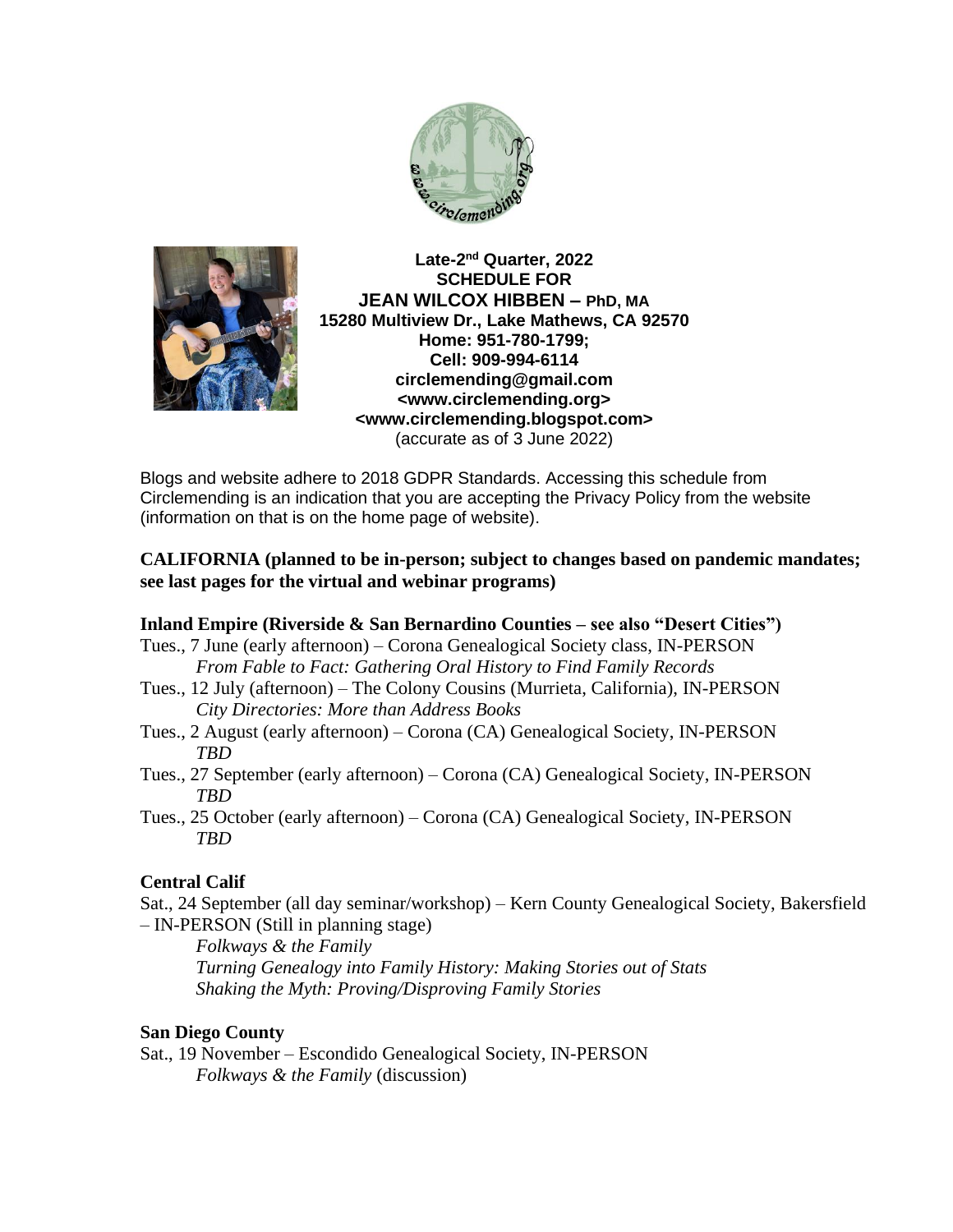**Late-2[nd] Quarter, 2022**
**SCHEDULE FOR**
**JEAN WILCOX HIBBEN – PhD, MA**
**15280 Multiview Dr., Lake Mathews, CA 92570**
**Home: 951-780-1799;**
**Cell: 909-994-6114**
**circlemending@gmail.com**
**<www.circlemending.org>**
**<www.circlemending.blogspot.com>**
(accurate as of 3 June 2022)

Blogs and website adhere to 2018 GDPR Standards. Accessing this schedule from Circlemending is an indication that you are accepting the Privacy Policy from the website (information on that is on the home page of website).

## CALIFORNIA (planned to be in-person; subject to changes based on pandemic mandates; see last pages for the virtual and webinar programs)

### Inland Empire (Riverside & San Bernardino Counties – see also "Desert Cities")

Tues., 7 June (early afternoon) – Corona Genealogical Society class, IN-PERSON
*From Fable to Fact: Gathering Oral History to Find Family Records*

Tues., 12 July (afternoon) – The Colony Cousins (Murrieta, California), IN-PERSON
*City Directories: More than Address Books*

Tues., 2 August (early afternoon) – Corona (CA) Genealogical Society, IN-PERSON
*TBD*

Tues., 27 September (early afternoon) – Corona (CA) Genealogical Society, IN-PERSON
*TBD*

Tues., 25 October (early afternoon) – Corona (CA) Genealogical Society, IN-PERSON
*TBD*

### Central Calif

Sat., 24 September (all day seminar/workshop) – Kern County Genealogical Society, Bakersfield – IN-PERSON (Still in planning stage)
*Folkways & the Family*
*Turning Genealogy into Family History: Making Stories out of Stats*
*Shaking the Myth: Proving/Disproving Family Stories*

### San Diego County

Sat., 19 November – Escondido Genealogical Society, IN-PERSON
*Folkways & the Family* (discussion)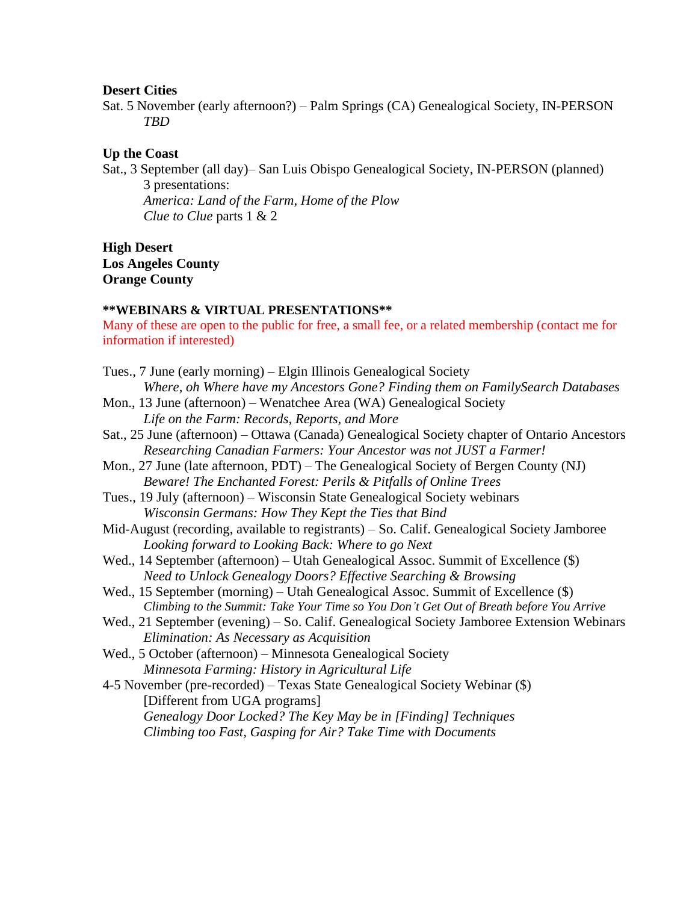**Desert Cities**

Sat. 5 November (early afternoon?) – Palm Springs (CA) Genealogical Society, IN-PERSON
    *TBD*

**Up the Coast**

Sat., 3 September (all day)– San Luis Obispo Genealogical Society, IN-PERSON (planned)
    3 presentations:
    *America: Land of the Farm, Home of the Plow*
    *Clue to Clue* parts 1 & 2

**High Desert**
**Los Angeles County**
**Orange County**

**\*\*WEBINARS & VIRTUAL PRESENTATIONS\*\***

Many of these are open to the public for free, a small fee, or a related membership (contact me for information if interested)

Tues., 7 June (early morning) – Elgin Illinois Genealogical Society
    *Where, oh Where have my Ancestors Gone? Finding them on FamilySearch Databases*

Mon., 13 June (afternoon) – Wenatchee Area (WA) Genealogical Society
    *Life on the Farm: Records, Reports, and More*

Sat., 25 June (afternoon) – Ottawa (Canada) Genealogical Society chapter of Ontario Ancestors
    *Researching Canadian Farmers: Your Ancestor was not JUST a Farmer!*

Mon., 27 June (late afternoon, PDT) – The Genealogical Society of Bergen County (NJ)
    *Beware! The Enchanted Forest: Perils & Pitfalls of Online Trees*

Tues., 19 July (afternoon) – Wisconsin State Genealogical Society webinars
    *Wisconsin Germans: How They Kept the Ties that Bind*

Mid-August (recording, available to registrants) – So. Calif. Genealogical Society Jamboree
    *Looking forward to Looking Back: Where to go Next*

Wed., 14 September (afternoon) – Utah Genealogical Assoc. Summit of Excellence ($)
    *Need to Unlock Genealogy Doors? Effective Searching & Browsing*

Wed., 15 September (morning) – Utah Genealogical Assoc. Summit of Excellence ($)
    *Climbing to the Summit: Take Your Time so You Don't Get Out of Breath before You Arrive*

Wed., 21 September (evening) – So. Calif. Genealogical Society Jamboree Extension Webinars
    *Elimination: As Necessary as Acquisition*

Wed., 5 October (afternoon) – Minnesota Genealogical Society
    *Minnesota Farming: History in Agricultural Life*

4-5 November (pre-recorded) – Texas State Genealogical Society Webinar ($)
    [Different from UGA programs]
    *Genealogy Door Locked? The Key May be in [Finding] Techniques*
    *Climbing too Fast, Gasping for Air? Take Time with Documents*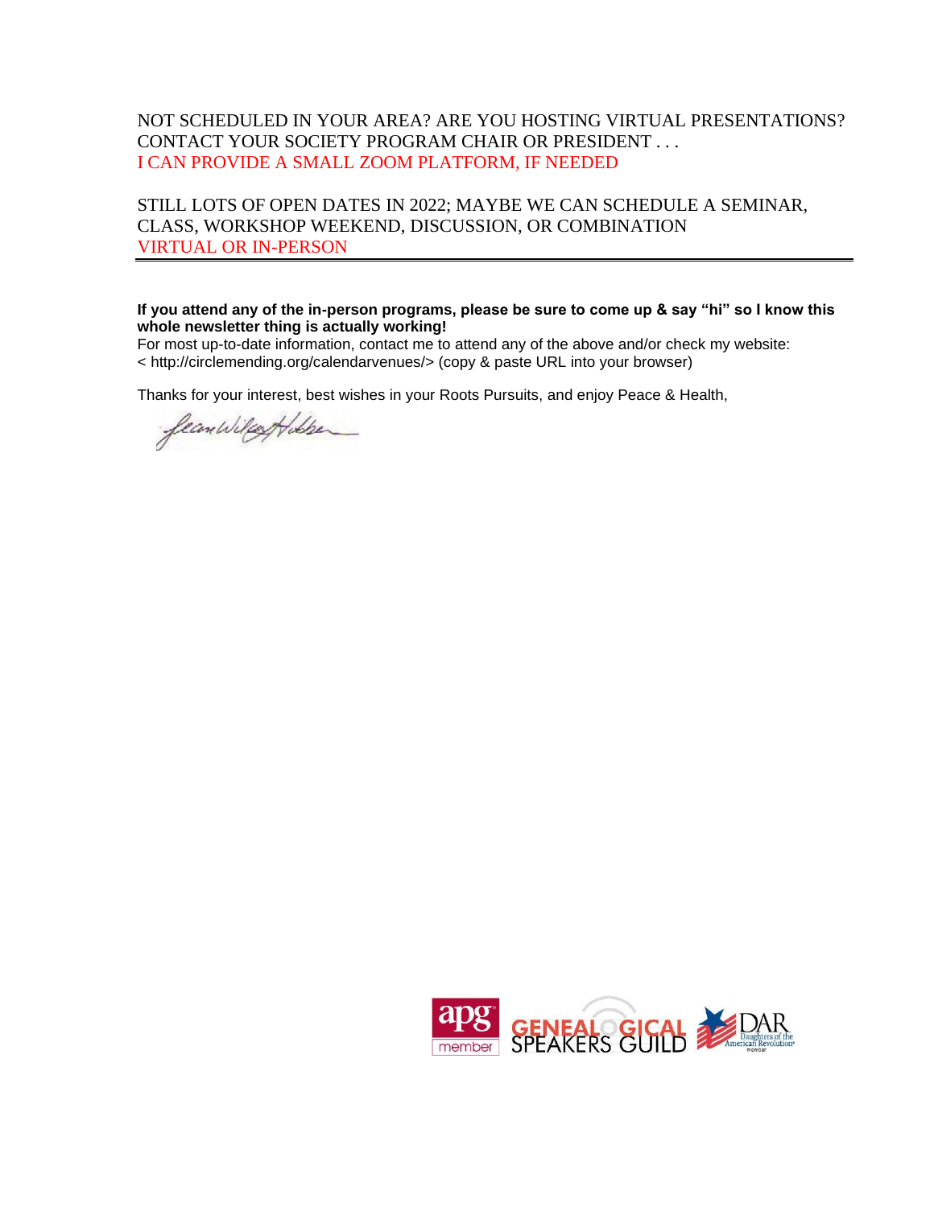NOT SCHEDULED IN YOUR AREA? ARE YOU HOSTING VIRTUAL PRESENTATIONS? CONTACT YOUR SOCIETY PROGRAM CHAIR OR PRESIDENT . . .
I CAN PROVIDE A SMALL ZOOM PLATFORM, IF NEEDED

STILL LOTS OF OPEN DATES IN 2022; MAYBE WE CAN SCHEDULE A SEMINAR, CLASS, WORKSHOP WEEKEND, DISCUSSION, OR COMBINATION
VIRTUAL OR IN-PERSON

---

**If you attend any of the in-person programs, please be sure to come up & say "hi" so I know this whole newsletter thing is actually working!**
For most up-to-date information, contact me to attend any of the above and/or check my website:
< http://circlemending.org/calendarvenues/> (copy & paste URL into your browser)

Thanks for your interest, best wishes in your Roots Pursuits, and enjoy Peace & Health,